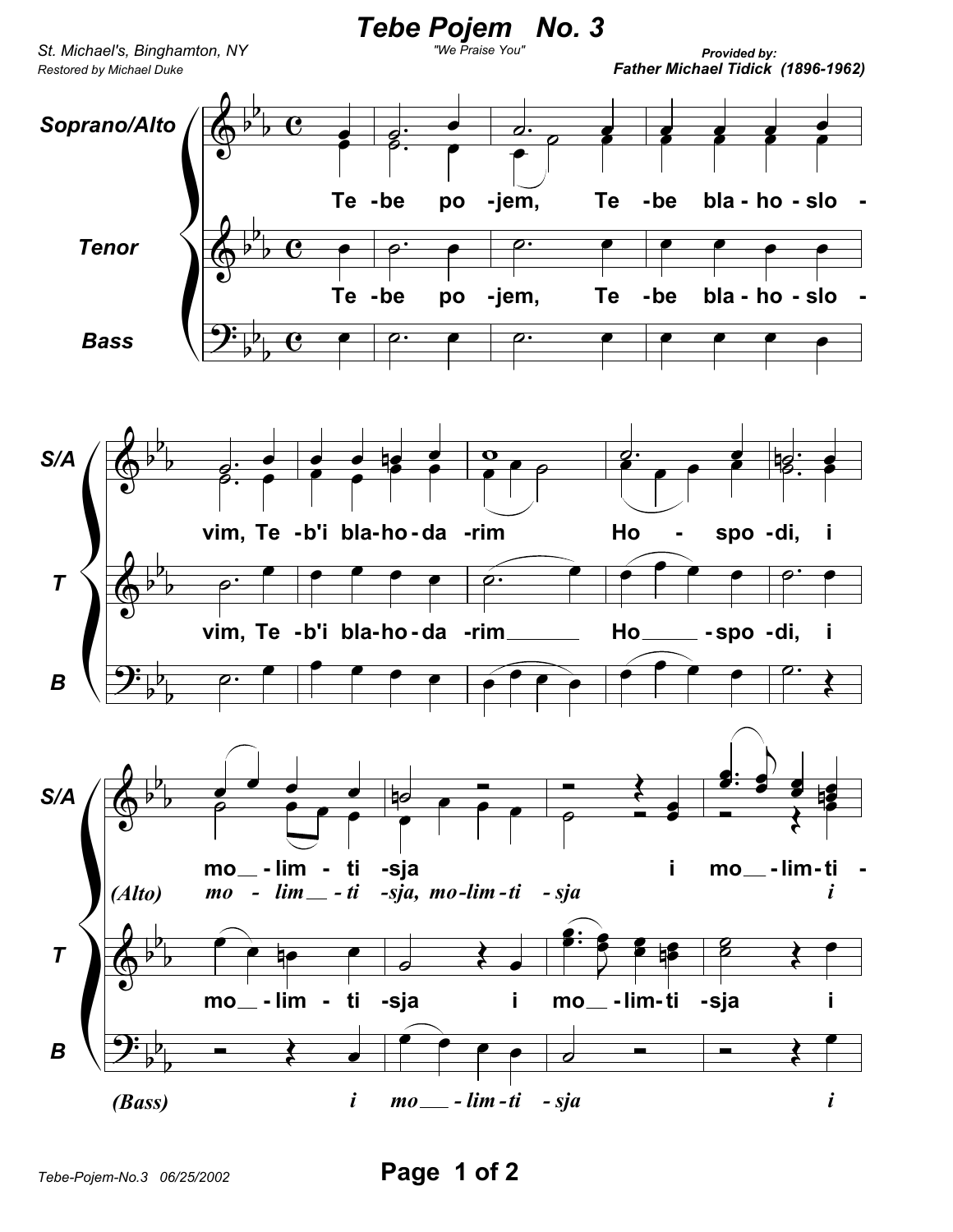# Tebe Pojem No. 3

"We Praise You"

St. Michael's, Binghamton, NY

Restored by Michael Duke

Provided by:
**Father Michael Tidick (1896-1962)**

Soprano/Alto, Tenor, Bass

Te - be po - jem, Te - be bla - ho - slo - vim, Te - b'i bla - ho - da - rim Ho - spo - di, i mo - lim - ti - sja i mo - lim - ti -

(Alto) *mo - lim - ti - sja, mo - lim - ti - sja i*

(Bass) *i mo - lim - ti - sja i*

Tebe-Pojem-No.3 06/25/2002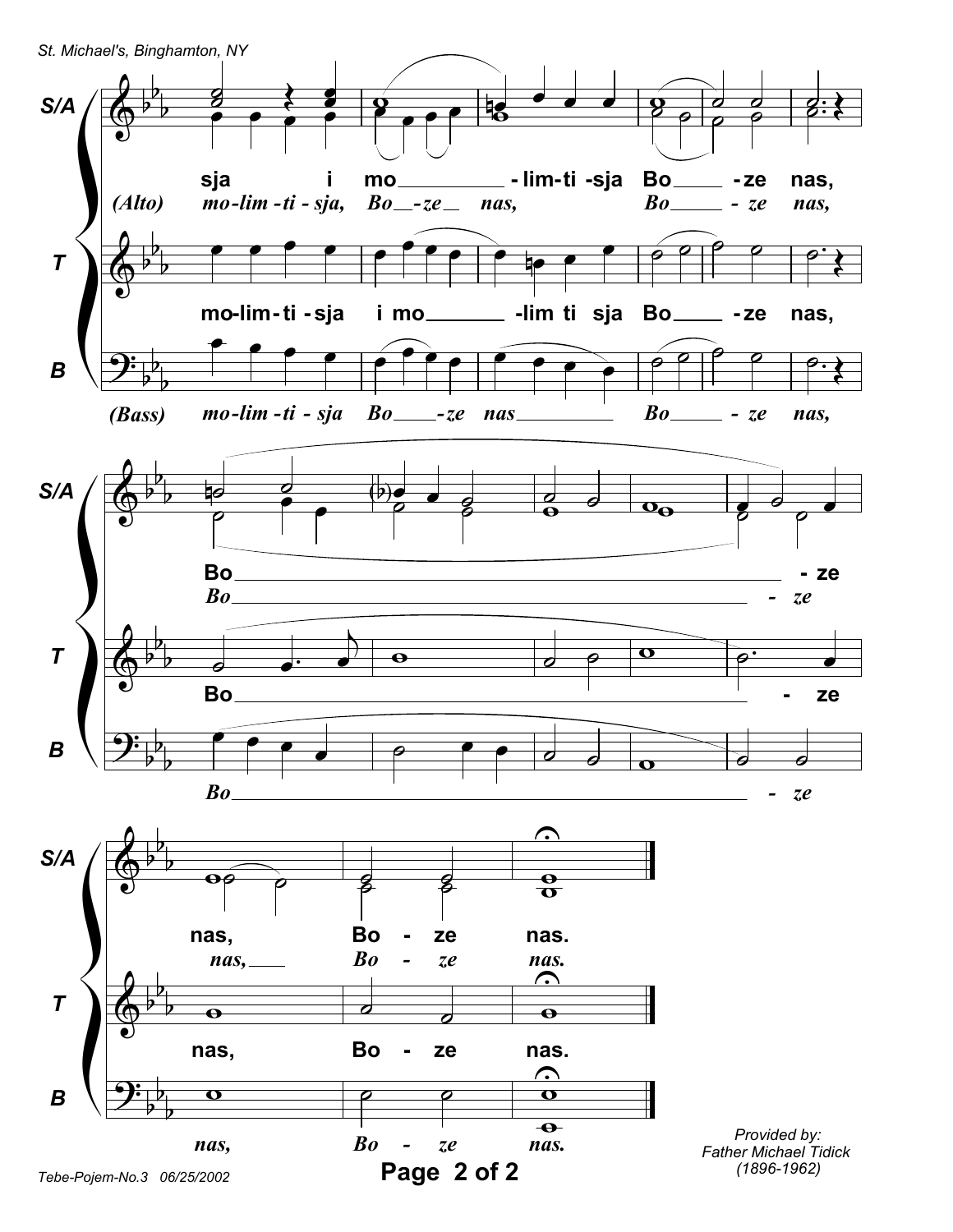S/A

sja i mo - lim - ti - sja Bo - ze nas,

*(Alto) mo - lim - ti - sja, Bo - ze nas, Bo - ze nas,*

T

mo - lim - ti - sja i mo - lim ti sja Bo - ze nas,

B

*(Bass) mo - lim - ti - sja Bo - ze nas Bo - ze nas,*

S/A

Bo - ze

*Bo - ze*

T

Bo - ze

B

*Bo - ze*

S/A

nas, Bo - ze nas.

*nas, Bo - ze nas.*

T

nas, Bo - ze nas.

B

*nas, Bo - ze nas.*

*Provided by: Father Michael Tidick (1896-1962)*